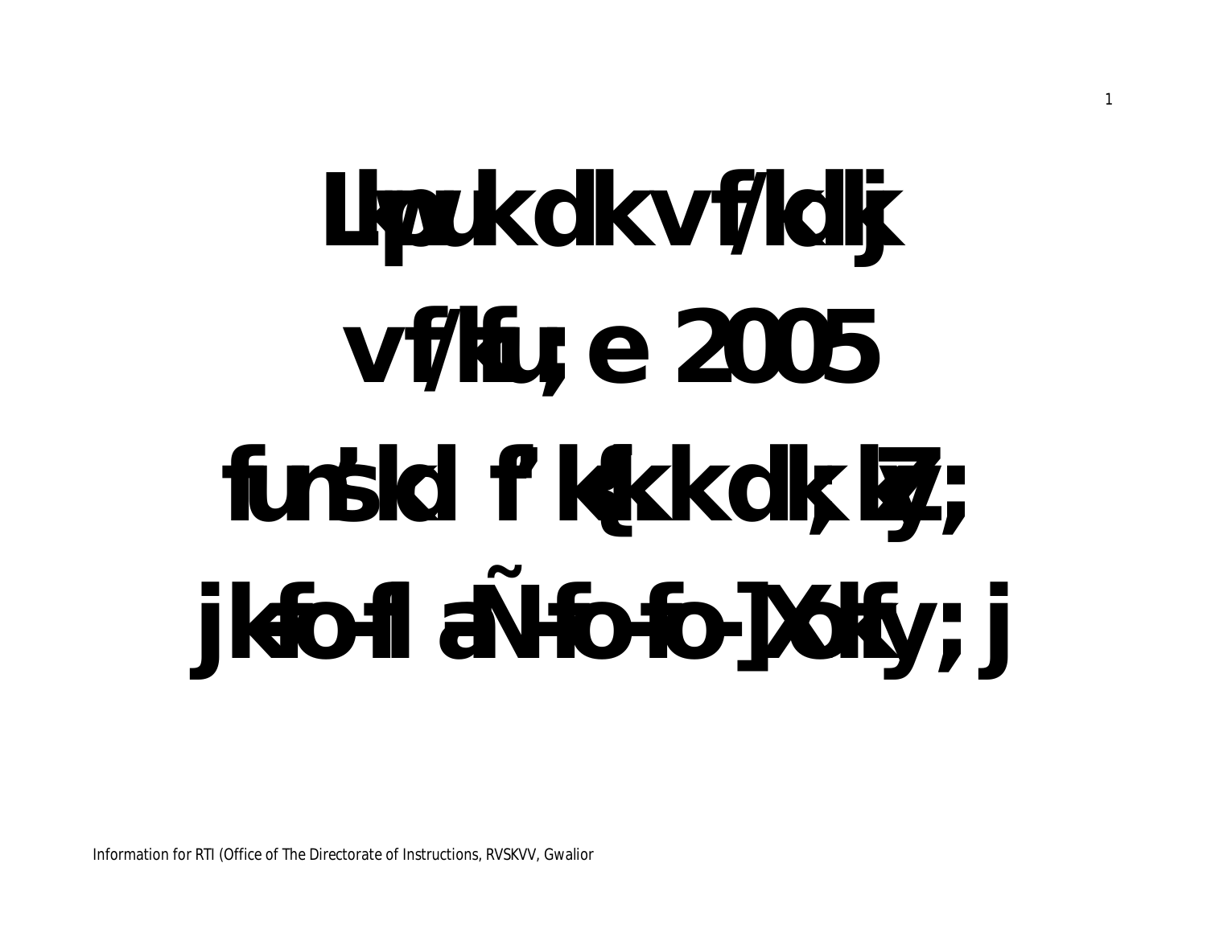# Lwpuk dk vf/kdkj

# vf/kfu;e 2005

# funs'kd f'k{kk dk;kZy;

# jk-fo-fl a-Ñ-fo-fo-] Xokfy;j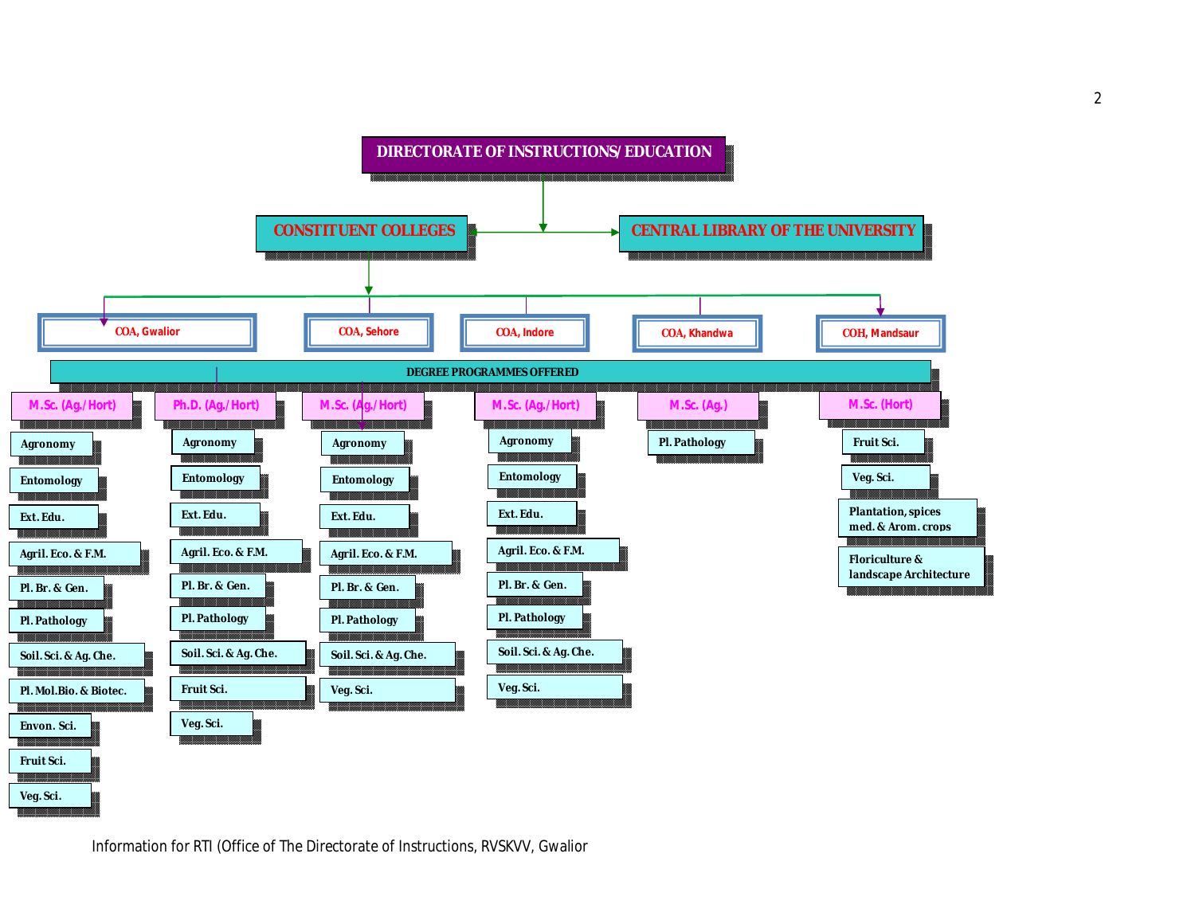# DIRECTORATE OF INSTRUCTIONS/ EDUCATION

## CONSTITUENT COLLEGES

## CENTRAL LIBRARY OF THE UNIVERSITY

- COA, Gwalior
- COA, Sehore
- COA, Indore
- COA, Khandwa
- COH, Mandsaur

### DEGREE PROGRAMMES OFFERED

**M.Sc. (Ag./Hort)**

- Agronomy
- Entomology
- Ext. Edu.
- Agril. Eco. & F.M.
- Pl. Br. & Gen.
- Pl. Pathology
- Soil. Sci. & Ag. Che.
- Pl. Mol.Bio. & Biotec.
- Envon. Sci.
- Fruit Sci.
- Veg. Sci.

**Ph.D. (Ag./Hort)**

- Agronomy
- Entomology
- Ext. Edu.
- Agril. Eco. & F.M.
- Pl. Br. & Gen.
- Pl. Pathology
- Soil. Sci. & Ag. Che.
- Fruit Sci.
- Veg. Sci.

**M.Sc. (Ag./Hort)**

- Agronomy
- Entomology
- Ext. Edu.
- Agril. Eco. & F.M.
- Pl. Br. & Gen.
- Pl. Pathology
- Soil. Sci. & Ag. Che.
- Veg. Sci.

**M.Sc. (Ag./Hort)**

- Agronomy
- Entomology
- Ext. Edu.
- Agril. Eco. & F.M.
- Pl. Br. & Gen.
- Pl. Pathology
- Soil. Sci. & Ag. Che.
- Veg. Sci.

**M.Sc. (Ag.)**

- Pl. Pathology

**M.Sc. (Hort)**

- Fruit Sci.
- Veg. Sci.
- Plantation, spices med. & Arom. crops
- Floriculture & landscape Architecture

Information for RTI (Office of The Directorate of Instructions, RVSKVV, Gwalior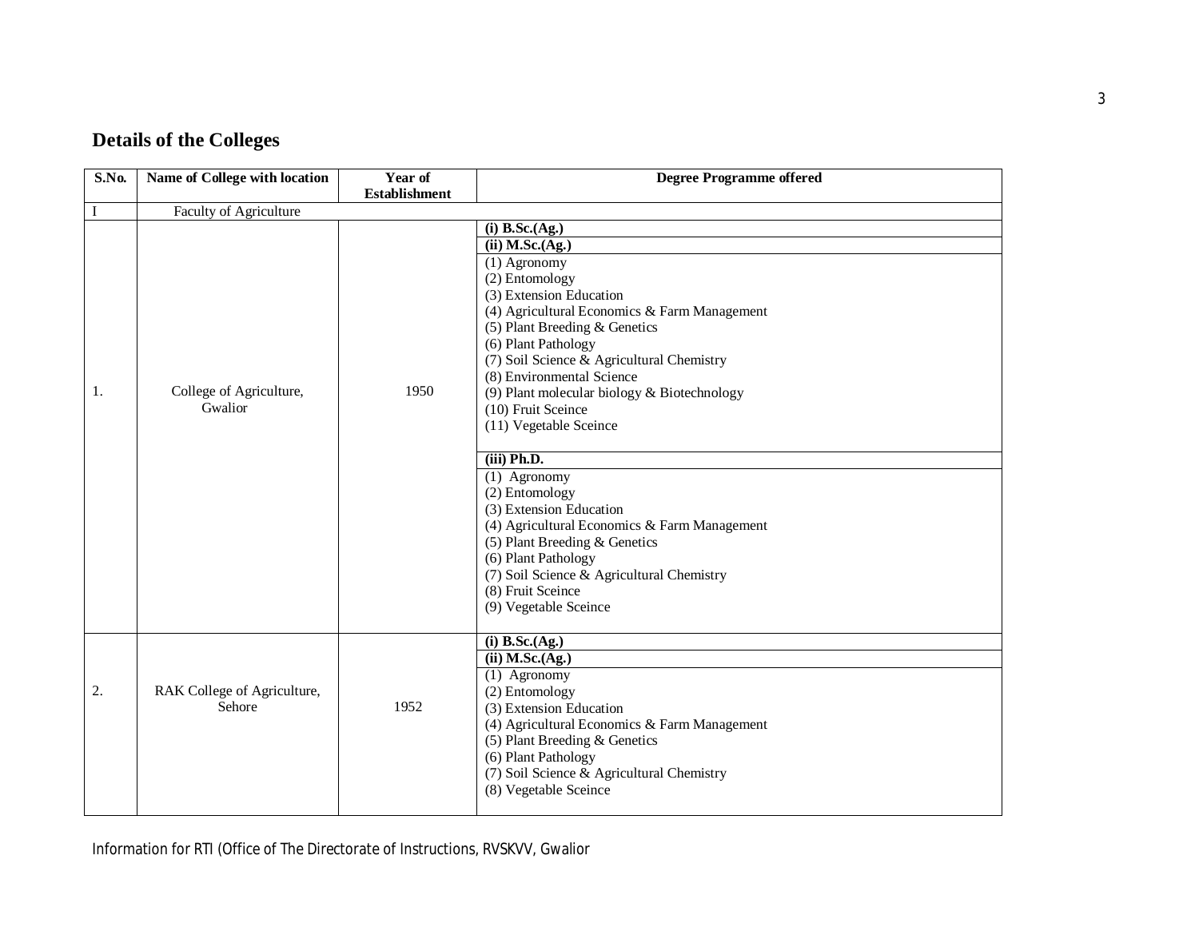## Details of the Colleges

| S.No. | Name of College with location | Year of Establishment | Degree Programme offered |
|---|---|---|---|
| I | Faculty of Agriculture | | |
| 1. | College of Agriculture, Gwalior | 1950 | **(i) B.Sc.(Ag.)**<br>**(ii) M.Sc.(Ag.)**<br>(1) Agronomy<br>(2) Entomology<br>(3) Extension Education<br>(4) Agricultural Economics & Farm Management<br>(5) Plant Breeding & Genetics<br>(6) Plant Pathology<br>(7) Soil Science & Agricultural Chemistry<br>(8) Environmental Science<br>(9) Plant molecular biology & Biotechnology<br>(10) Fruit Sceince<br>(11) Vegetable Sceince<br>**(iii) Ph.D.**<br>(1) Agronomy<br>(2) Entomology<br>(3) Extension Education<br>(4) Agricultural Economics & Farm Management<br>(5) Plant Breeding & Genetics<br>(6) Plant Pathology<br>(7) Soil Science & Agricultural Chemistry<br>(8) Fruit Sceince<br>(9) Vegetable Sceince |
| 2. | RAK College of Agriculture, Sehore | 1952 | **(i) B.Sc.(Ag.)**<br>**(ii) M.Sc.(Ag.)**<br>(1) Agronomy<br>(2) Entomology<br>(3) Extension Education<br>(4) Agricultural Economics & Farm Management<br>(5) Plant Breeding & Genetics<br>(6) Plant Pathology<br>(7) Soil Science & Agricultural Chemistry<br>(8) Vegetable Sceince |

Information for RTI (Office of The Directorate of Instructions, RVSKVV, Gwalior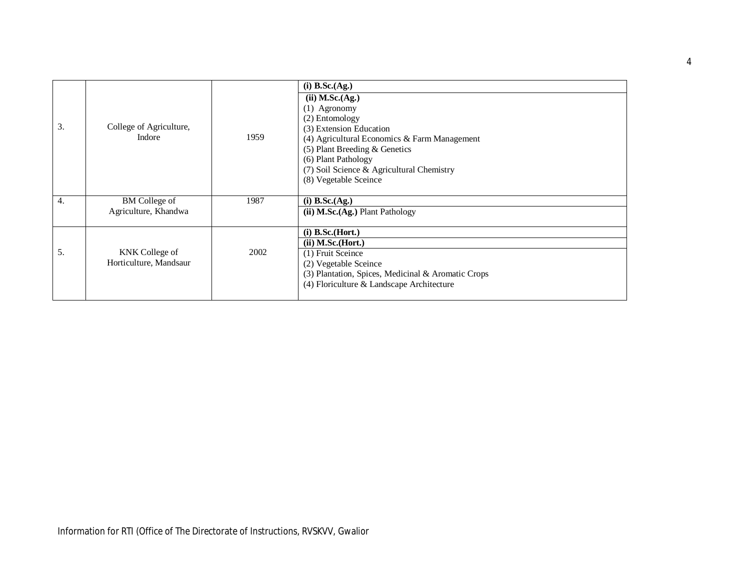| | | | |
|---|---|---|---|
| 3. | College of Agriculture, Indore | 1959 | **(i) B.Sc.(Ag.)** |
| | | | **(ii) M.Sc.(Ag.)**<br>(1) Agronomy<br>(2) Entomology<br>(3) Extension Education<br>(4) Agricultural Economics & Farm Management<br>(5) Plant Breeding & Genetics<br>(6) Plant Pathology<br>(7) Soil Science & Agricultural Chemistry<br>(8) Vegetable Sceince |
| 4. | BM College of Agriculture, Khandwa | 1987 | **(i) B.Sc.(Ag.)** |
| | | | **(ii) M.Sc.(Ag.)** Plant Pathology |
| 5. | KNK College of Horticulture, Mandsaur | 2002 | **(i) B.Sc.(Hort.)** |
| | | | **(ii) M.Sc.(Hort.)** |
| | | | (1) Fruit Sceince<br>(2) Vegetable Sceince<br>(3) Plantation, Spices, Medicinal & Aromatic Crops<br>(4) Floriculture & Landscape Architecture |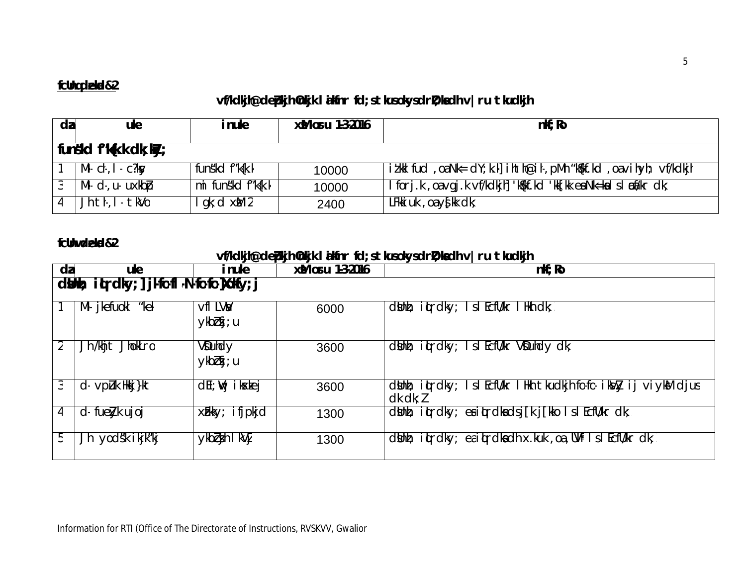**fcUnq dzekad&2**

**vf/kdkjh@deZpkjh Okjk lEikfnr fd;s tkusokys drZO;ksadh v|ru tkudkjh**

| dza | uke | inuke | xzsM osru 1-3-2016 | nkf;Ro |
|---|---|---|---|---|
| **funs'kd f'k{k.k dk;kZy;** | | | | |
| 1 | M- d-,l- c?ksy | funs'kd f'k{k.k | 10000 | iz'kklfud ,oa Nk= dY;k.k] ihth@ih-,pMh "kks/k.k ,oa vihy; vf/kdkjh |
| 3 | M- d-,u- uxkbp | mi funs'kd f'k{k.k | 10000 | l forj.k ,oa vgj.k vf/kdkjh] 'kks/k.k 'kk[kk esa Nk=ksa ds laca/kr dk; |
| 4 | Jh th-,l- tkVo | lgk;d xzsM 2 | 2400 | LFkkiuk ,oa ys[kk dk; |

**fcUnq dzekad&2**

**vf/kdkjh@deZpkjh Okjk lEikfnr fd;s tkusokys drZO;ksadh v|ru tkudkjh**

| dza | uke | inuke | xzsM osru 1-3-2016 | nkf;Ro |
|---|---|---|---|---|
| **dsUnzh; iqLrdky;] jk-fo-fla-N-fo-fo-]Xokfy;j** | | | | |
| 1 | M- jkefuokl "kekZ | vflLVsaV ykbZczsfj;u | 6000 | dsUnzh; iqLrdky; lsl EcfU/kr lHkh dk; |
| 2 | Jh/kksj JhokLro | VsDuhdy ykbZczsfj;u | 3600 | dsUnzh; iqLrdky; lsl EcfU/kr VsDuhdy dk; |
| 3 | d- vpZuk Hkkj}kt | dEI;wVj izksxzkej | 3600 | dsUnzh; iqLrdky; lsl EcfU/kr lHkh tkudkjh fo-fo- iksVZy ij viyksM djus dk dk;Z |
| 4 | d- fuekZyk ujoj | xzUFkky; ifjpkjd | 1300 | dsUnzh; iqLrdky; esa iqLrdksa ds j[k j[kko lsl EcfU/kr dk; |
| 5 | Jh yoa'k ikjk"kj | ykbZczsjh lkVZj | 1300 | dsUnzh; iqLrdky; esa iqLrdksa dh x.kuk ,oa ,UVz lsl EcfU/kr dk; |

Information for RTI (Office of The Directorate of Instructions, RVSKVV, Gwalior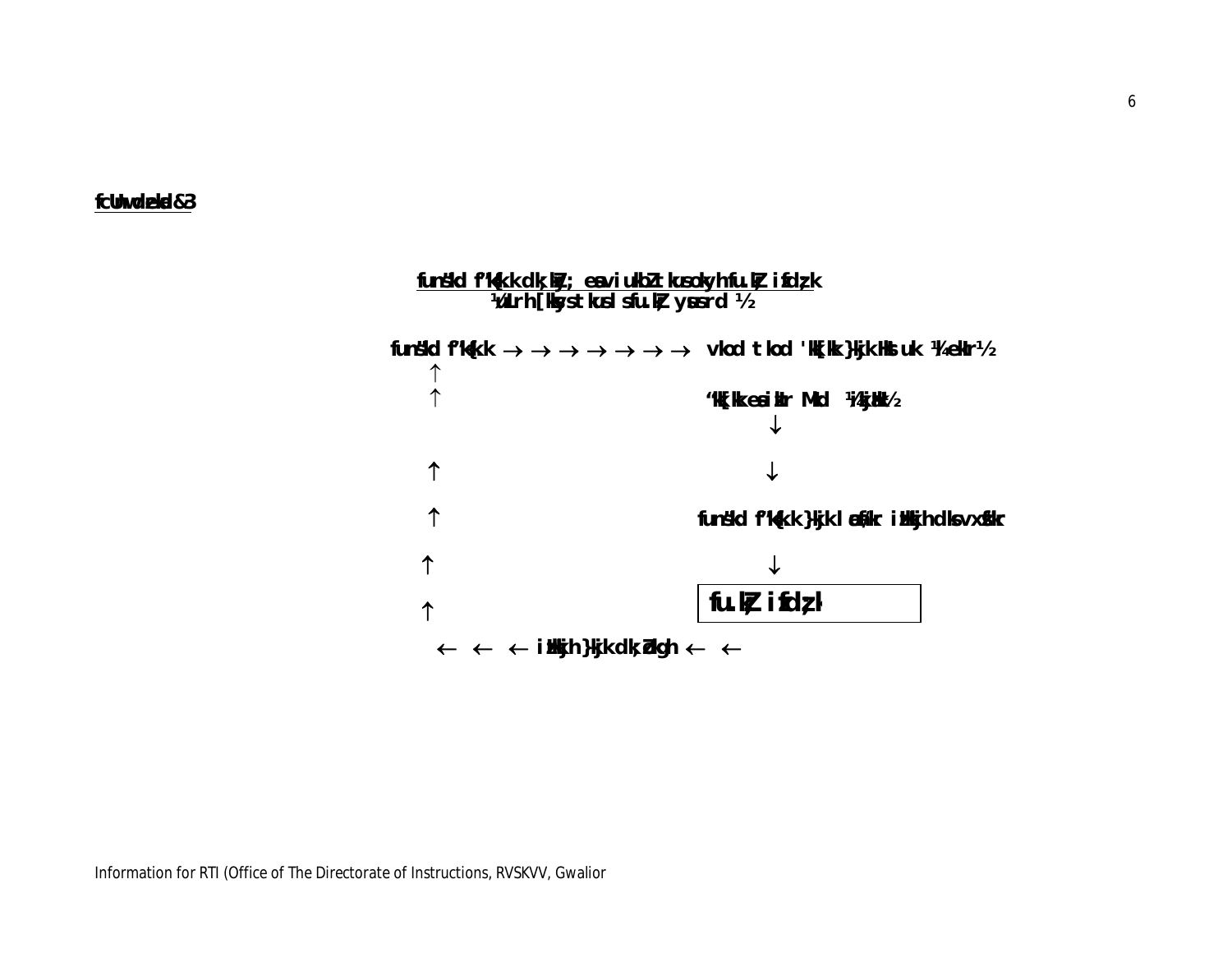**fcUnq Øekad &3**

**funs'kd f'k{kk dk;kZy; eas iznku dh tkus okyh fu.kZ; izfdz;k**
**¼Lrjh; [kaM tkus ls fu.kZ; ysus rd ½**

**funs'kd f'k{kk** → → → → → → → **vkod tkod 'kk[kk }kjk HkstukA ¼ekur½**

↑

↑ **'kk[kk esa izLrqr Mkd ¼ifjokn½**

↓

↑ ↓

↑ **funs'kd f'k{kk }kjk lEcaf/kr izHkkjh dks vxzsf"kr**

↑ ↓

↑ **fu.kZ; izfdz;k**

← ← ← **izHkkjh }kjk dk;Zokgh** ← ←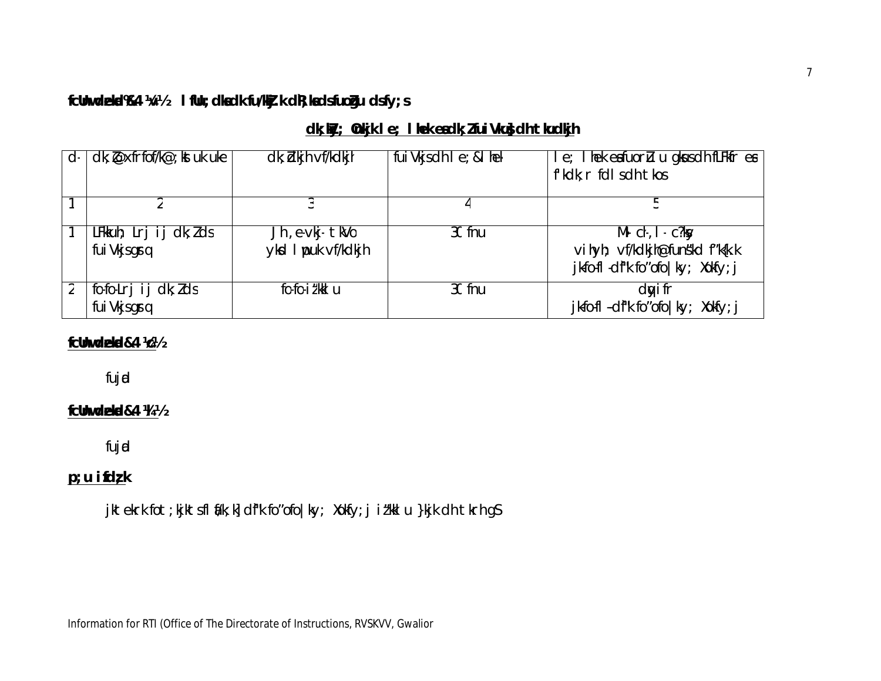**fcUnq dzekad&4 ¼1½ ¼v½ lfUr; dksadk fu/kZkj.k djusdh izfØ;k ds fu;eu ds fy; s**

**dk;Z i; Zosk.k] izfØ;k rFkk tokcnsgh ds fu;s ek**

| d- | dk;Z@xfrfof/k@;kstuk uke | dk;Zdkjh vf/kdkjh | fuiVkjsdh le;&lhek | le; lhek esafuorZu gksusdh fLFkfr esa f'kdk;r fdl sdh tkos |
| --- | --- | --- | --- | --- |
| 1 | 2 | 3 | 4 | 5 |
| 1 | LFkkuh; Lrj ij dk;Zds fuiVkjsgsrq | Jh , e-vkj- tkVo ys[kk lEcU/kh vf/kdkjh | 30 fnu | M‚ cl-,l - c?ksy vihyh; vf/kdkjh@funs'kd f'k{k.k jkfo-fl-d`f"k fo'ofo|ky; Xokfy;j |
| 2 | fo-fo-Lrj ij dk;Zds fuiVkjsgsrq | fo-fo-iz'kklu | 30 fnu | dqyifr jkfo-fl-d`f"k fo'ofo|ky; Xokfy;j |

**fcUnq dzekad&4 ¼c½**

fujad

**fcUnq dzekad&4 ¼l½**

fujad

**p;u izfØ;k**

jkt ekrk fot; kjkts fl f/k; k] d`f"k fo'ofo|ky; Xokfy;j iz'kklu }kjk dh tkrh gSA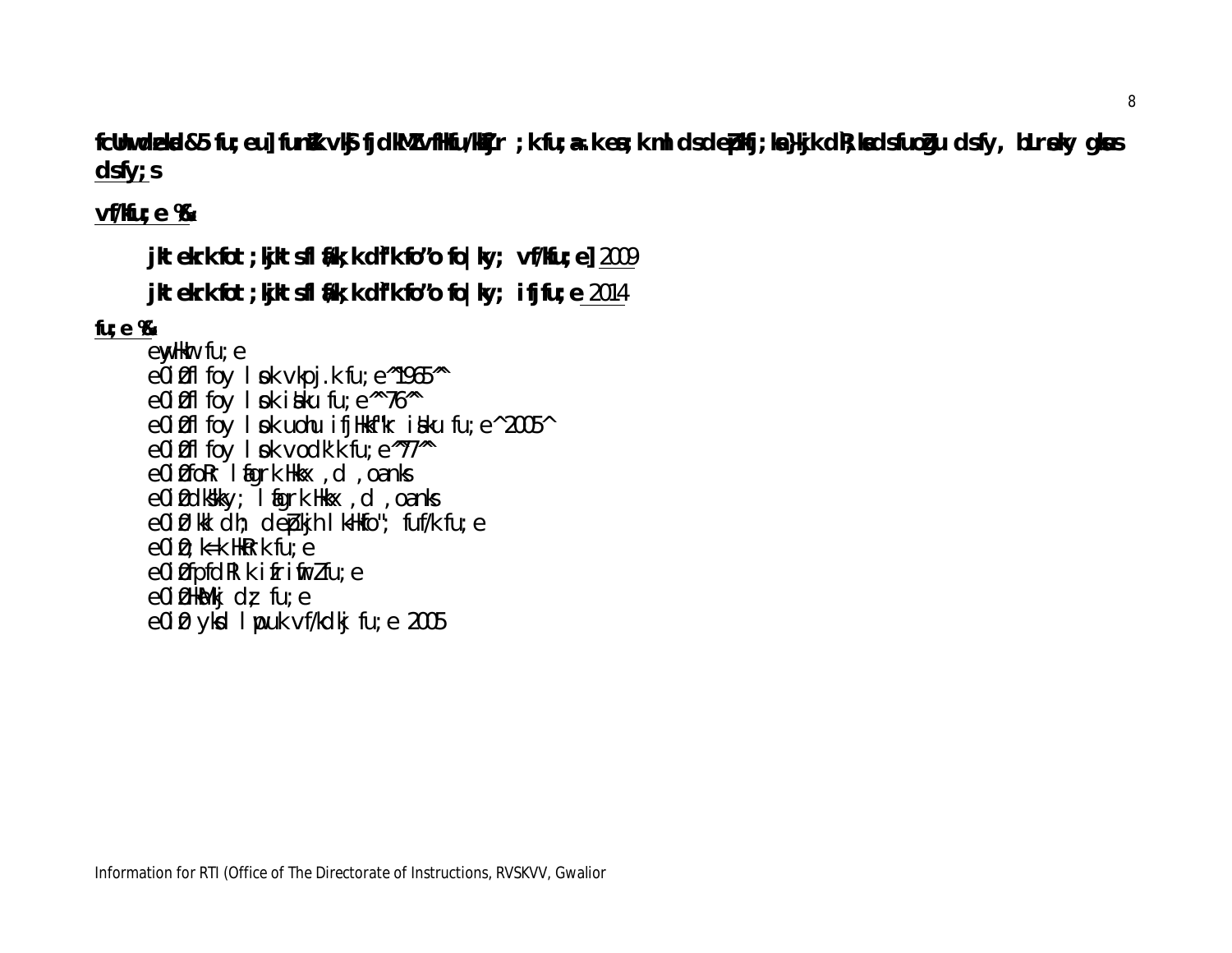**fcUnq dzekad&5 fu;eu] funsZ'k vkSj fjdkMZ lfgr fu/kkZfjr ;k fu;a=.kk esa ;k mlds deZpkfj;ksa }kjk dk;ksZ ds fuoZgu ds fy, bLrseky gksus dsfy;s**

**vf/kfu;e %&**

**jkt ekrk fot;kjkt sflf/k;k d`f"k fo'ofo|ky; vf/kfu;e]** 2009

**jkt ekrk fot;kjkt sflf/k;k d`f"k fo'ofo|ky; ifjfu;e** 2014

**fu;e %&**

eyHkwr fu;e
e0iz0fl foy lsok vkpj.k fu;e ^1965^
e0iz0fl foy lsok isa'ku fu;e ^^76^^
e0iz0fl foy lsok uohu ifjHkkf"kr isa'ku fu;e ^2005^
e0iz0fl foy lsok vodk'k fu;e ^^77^^
e0iz0foRr lafgrk Hkkx ,d ,oa nks
e0iz0dks"kky; lafgrk Hkkx ,d ,oa nks
e0iz0 Hk.Mkj Ø; deZpkjh lsok fo"k; fuf/k fu;e
e0iz0;k=k HkRrk fu;e
e0iz0fpfdRlk ifrifwrZ fu;e
e0iz0Hk.Mkj Ø; fu;e
e0iz0 yksd lwpuk vf/kdkj fu;e 2005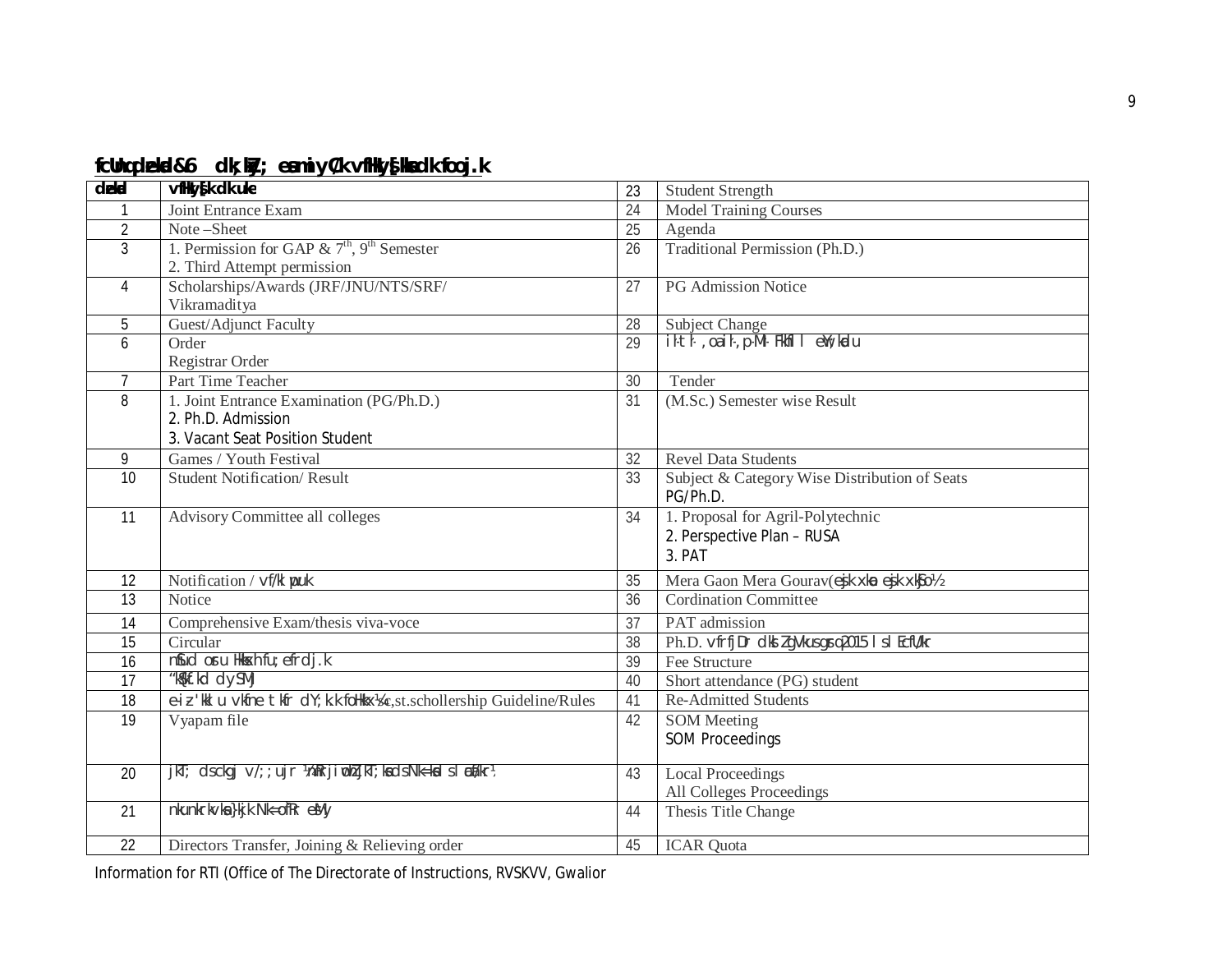## fcUnq dzekad &6 dk;kZy; eas miyC/k vfHkys[kksa dk fooj.k

| dzekad | vfHkys[k dk uke |
|---|---|
| 1 | Joint Entrance Exam |
| 2 | Note –Sheet |
| 3 | 1. Permission for GAP & 7th, 9th Semester<br>2. Third Attempt permission |
| 4 | Scholarships/Awards (JRF/JNU/NTS/SRF/ Vikramaditya |
| 5 | Guest/Adjunct Faculty |
| 6 | Order<br>Registrar Order |
| 7 | Part Time Teacher |
| 8 | 1. Joint Entrance Examination (PG/Ph.D.)<br>2. Ph.D. Admission<br>3. Vacant Seat Position Student |
| 9 | Games / Youth Festival |
| 10 | Student Notification/ Result |
| 11 | Advisory Committee all colleges |
| 12 | Notification / vf/klwpuk |
| 13 | Notice |
| 14 | Comprehensive Exam/thesis viva-voce |
| 15 | Circular |
| 16 | nSfud osru Hkksxh fu;eferdj.k |
| 17 | "kS{kf.kd dySaMj |
| 18 | e-iz- 'kklu vkfne tkfr dY;k.k foHkkx ¼sc,st.schollership Guideline/Rules |
| 19 | Vyapam file |
| 20 | jkT; dsckgj v/;;u jr ¼vkRr½ ij iwoZ jkT;ksa ds Nk=ksa ds lac/kr |
| 21 | nkunkrkvksa }kjk Nk=ofRr eSMy |
| 22 | Directors Transfer, Joining & Relieving order |
| 23 | Student Strength |
| 24 | Model Training Courses |
| 25 | Agenda |
| 26 | Traditional Permission (Ph.D.) |
| 27 | PG Admission Notice |
| 28 | Subject Change |
| 29 | ih-th- ,oa ih-,p-Mh- Fkhfll eWY;kadu |
| 30 | Tender |
| 31 | (M.Sc.) Semester wise Result |
| 32 | Revel Data Students |
| 33 | Subject & Category Wise Distribution of Seats<br>PG/Ph.D. |
| 34 | 1. Proposal for Agril-Polytechnic<br>2. Perspective Plan – RUSA<br>3. PAT |
| 35 | Mera Gaon Mera Gourav(esjk xkao esjk xkSjo½ |
| 36 | Cordination Committee |
| 37 | PAT admission |
| 38 | Ph.D. vfrfjDr dk;Z gVkus gsrq 2015 ls lEcfU/kr |
| 39 | Fee Structure |
| 40 | Short attendance (PG) student |
| 41 | Re-Admitted Students |
| 42 | SOM Meeting<br>SOM Proceedings |
| 43 | Local Proceedings<br>All Colleges Proceedings |
| 44 | Thesis Title Change |
| 45 | ICAR Quota |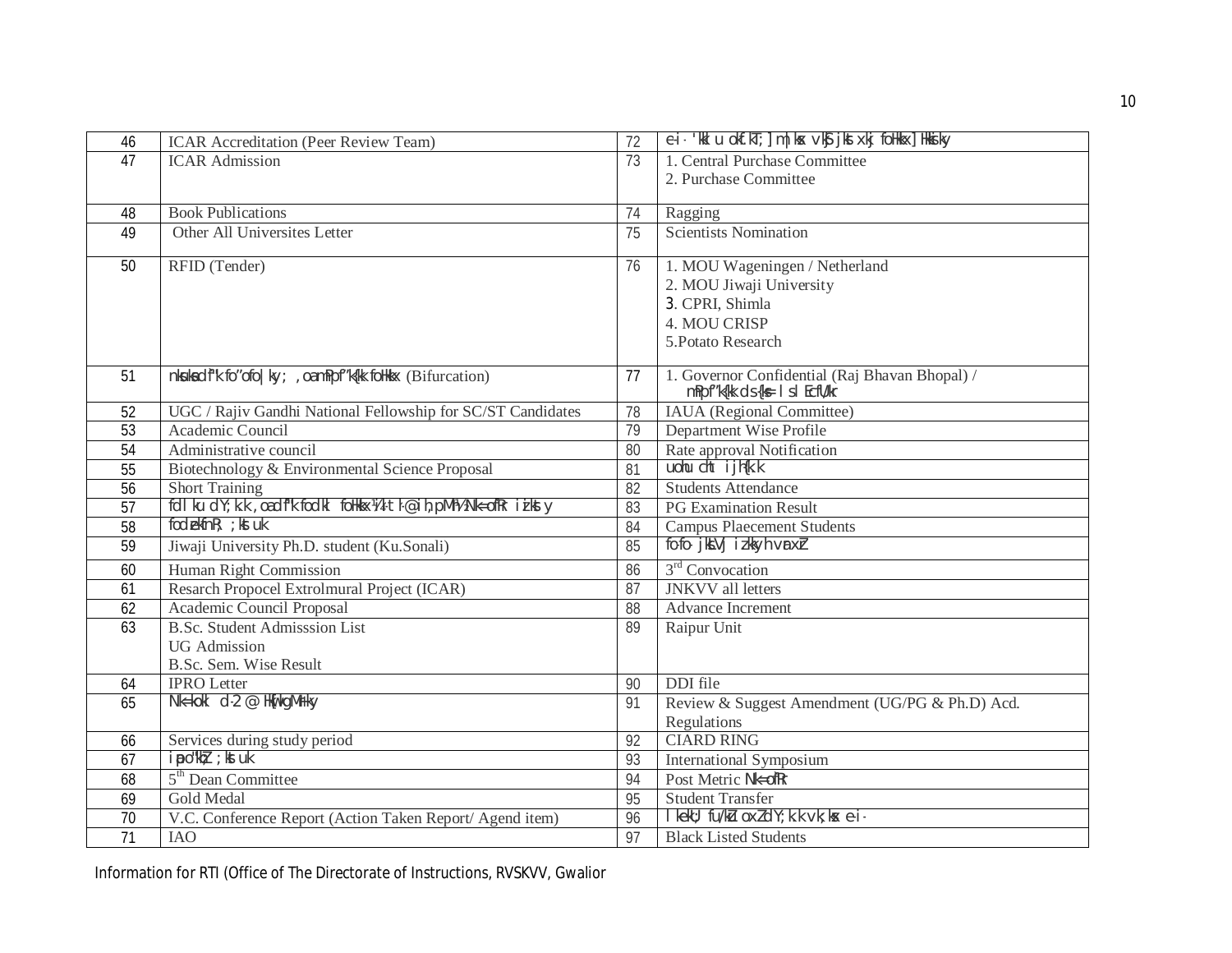| | | | |
|---|---|---|---|
| 46 | ICAR Accreditation (Peer Review Team) | 72 | e-i- 'kklu okf.kT; ] m|ksx vkSj jkstxkj foHkkx ] Hkksiky |
| 47 | ICAR Admission | 73 | 1. Central Purchase Committee<br>2. Purchase Committee |
| 48 | Book Publications | 74 | Ragging |
| 49 | Other All Universites Letter | 75 | Scientists Nomination |
| 50 | RFID (Tender) | 76 | 1. MOU Wageningen / Netherland<br>2. MOU Jiwaji University<br>3. CPRI, Shimla<br>4. MOU CRISP<br>5.Potato Research |
| 51 | nksuksa d"f"k fo"ofo|ky; ,oa mPp f"k{kk foHkkx (Bifurcation) | 77 | 1. Governor Confidential (Raj Bhavan Bhopal) /<br>mPp f"k{kk ds {ks= ls lEcfU/kr |
| 52 | UGC / Rajiv Gandhi National Fellowship for SC/ST Candidates | 78 | IAUA (Regional Committee) |
| 53 | Academic Council | 79 | Department Wise Profile |
| 54 | Administrative council | 80 | Rate approval Notification |
| 55 | Biotechnology & Environmental Science Proposal | 81 | uohu cht ijh{k.k |
| 56 | Short Training | 82 | Students Attendance |
| 57 | fdlku dY;k.k ,oa d"f"k fodkl foHkkx ¼,l-lh-@ih,p-Mh½ Nk=ofRr izLrko | 83 | PG Examination Result |
| 58 | fodzekfnR; ;kstuk | 84 | Campus Plaecement Students |
| 59 | Jiwaji University Ph.D. student (Ku.Sonali) | 85 | fo-fo- jk"Vª izkFkh vuqnku |
| 60 | Human Right Commission | 86 | 3rd Convocation |
| 61 | Resarch Propocel Extrolmural Project (ICAR) | 87 | JNKVV all letters |
| 62 | Academic Council Proposal | 88 | Advance Increment |
| 63 | B.Sc. Student Admisssion List<br>UG Admission<br>B.Sc. Sem. Wise Result | 89 | Raipur Unit |
| 64 | IPRO Letter | 90 | DDI file |
| 65 | Nk=kokl d-2 @ Hkw[k.M Hkky | 91 | Review & Suggest Amendment (UG/PG & Ph.D) Acd. Regulations |
| 66 | Services during study period | 92 | CIARD RING |
| 67 | iapo"khZ; ;kstuk | 93 | International Symposium |
| 68 | 5th Dean Committee | 94 | Post Metric Nk=ofRr |
| 69 | Gold Medal | 95 | Student Transfer |
| 70 | V.C. Conference Report (Action Taken Report/ Agend item) | 96 | lkekU; fu/kZu oxZ dY;k.k vk;ksx e-i- |
| 71 | IAO | 97 | Black Listed Students |

Information for RTI (Office of The Directorate of Instructions, RVSKVV, Gwalior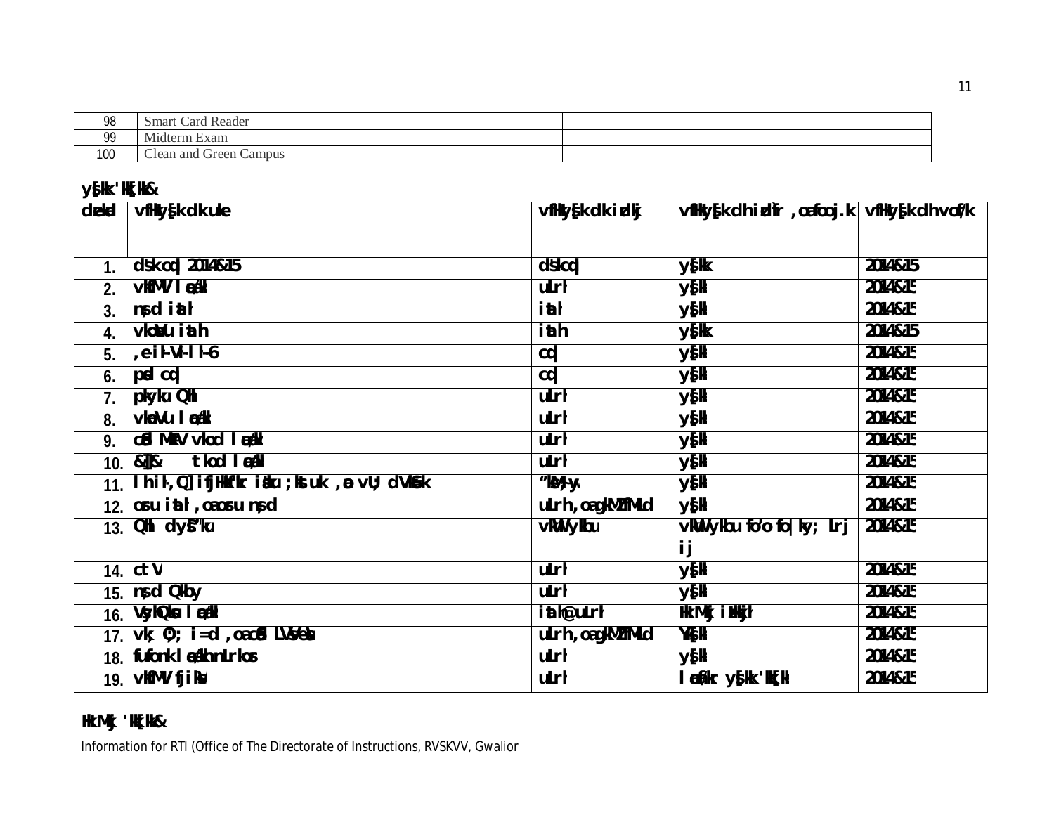| 98 | Smart Card Reader | | |
|---|---|---|---|
| 99 | Midterm Exam | | |
| 100 | Clean and Green Campus | | |

**y[kk 'kk[kk&**

| dzekad | vfHkys[k dk uke | vfHkys[k dk izdkj | vfHkys[k dh izfr ,oa fooj.k | vfHkys[k dh vof/k |
|---|---|---|---|---|
| 1. | d'kk cqd 2014&15 | d'kk cqd | y[kk | 2014&15 |
| 2. | vkWfMV leh{kk | uLrh | y[kk | 2014&15 |
| 3. | ns;d iath | iath | y[kk | 2014&15 |
| 4. | vkcaVu iath | iath | y[kk | 2014&15 |
| 5. | ,e-ih-Vh-lh-6 | cqd | y[kk | 2014&15 |
| 6. | pSd cqd | cqd | y[kk | 2014&15 |
| 7. | pkyku Qkby | uLrh | y[kk | 2014&15 |
| 8. | vkcaVu leh{kk | uLrh | y[kk | 2014&15 |
| 9. | cSad MªkQV vkod leh{kk | uLrh | y[kk | 2014&15 |
| 10. | &][& tkod leh{kk | uLrh | y[kk | 2014&15 |
| 11. | lhih,Q] ifjHkkf"kr isa'ku ;kstuk ,oa vU; dVkS=k | 'khV@,y- | y[kk | 2014&15 |
| 12. | osru iath ,oa osru ns;d | uLrh ,oa gkMZ fMLd | y[kk | 2014&15 |
| 13. | Qhl dysD'ku | vkWuykbu | vkWuykbu fo'o fo|ky; Lrj ij | 2014&15 |
| 14. | ctV | uLrh | y[kk | 2014&15 |
| 15. | ns;d Qkby | uLrh | y[kk | 2014&15 |
| 16. | VsyhQksu leh{kk | iath@uLrh | HkaMkj izHkkjh | 2014&15 |
| 17. | vk; O;; i=d ,oa cSad LVsVesaV | uLrh ,oa gkMZ fMLd | y[kk | 2014&15 |
| 18. | fufonk leh{kk nLrkost | uLrh | y[kk | 2014&15 |
| 19. | vkWfMV fjiksVZ | uLrh | leh{kk y[kk 'kk[kk | 2014&15 |

**HkaMkj 'kk[kk&**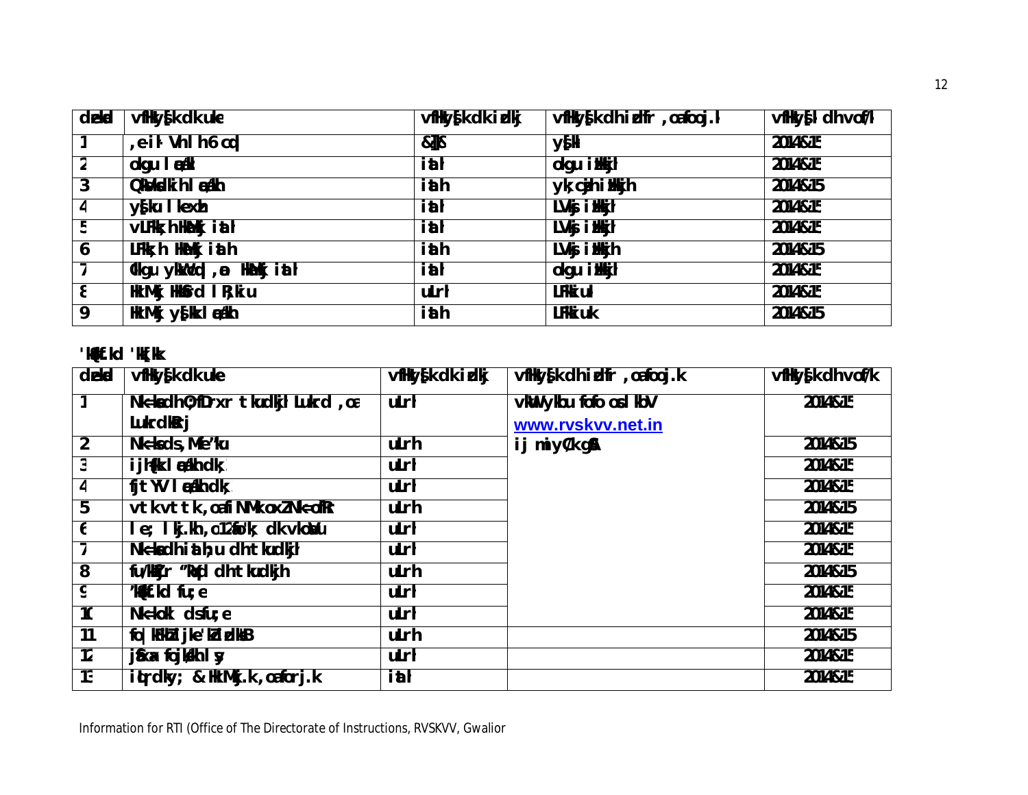| dzekad | vfHkys[k dk uke | vfHkys[k dk izdkj | vfHkys[k dh izfr ,oa foo.k | vfHkys[k dh vof/k |
|---|---|---|---|---|
| 1 | ,e-ih- VsDlh 6 cqd | &&]] | y[kk | 2014&15 |
| 2 | okgu l aca/kh | iath | okgu iHkkjh | 2014&15 |
| 3 | QuhZpj l aca/kh | iath | yk,czsjh iHkkjh | 2014&15 |
| 4 | y[ku lkexzh | iath | LVkj iHkkjh | 2014&15 |
| 5 | vLFkk;h HkaMkj iath | iath | LVkj iHkkjh | 2014&15 |
| 6 | LFkk;h HkaMkj iath | iath | LVkj iHkkjh | 2014&15 |
| 7 | Okgu ykWcqd ,oa HkaMkj iath | iath | okgu iHkkjh | 2014&15 |
| 8 | HkaMkj Hkkfrd lR;kiu | uLrh | LFkkiuk | 2014&15 |
| 9 | HkaMkj y[kk l aca/kh | iath | LFkkiuk | 2014&15 |

'kS{kf.kd 'kk[kk

| dzekad | vfHkys[k dk uke | vfHkys[k dk izdkj | vfHkys[k dh izfr ,oa foo.k | vfHkys[k dh vof/k |
|---|---|---|---|---|
| 1 | Nk=ksa dh O;fDrxr tkudkjh Lukrd ,oa LukrdksRrj | uLrh | vkWu ykbu fofo osclkbV www.rvskvv.net.in ij miyC/k gSA | 2014&15 |
| 2 | Nk=ksa ds ,Me'ku | uLrh | | 2014&15 |
| 3 | ijh{kk l aca/kh dk;Z | uLrh | | 2014&15 |
| 4 | fjtYV l aca/kh dk;Z | uLrh | | 2014&15 |
| 5 | vtk vtt k ,oa fiNMk oxZ Nk=ofRr | uLrh | | 2014&15 |
| 6 | le; lkj.kh ,oa 12 fo"k; dk vkoaVu | uLrh | | 2014&15 |
| 7 | Nk=ksa dh iath;u dh tkudkjh | uLrh | | 2014&15 |
| 8 | fu/kkZfjr "kqYd dh tkudkjh | uLrh | | 2014&15 |
| 9 | 'kS{kf.kd fu;e | uLrh | | 2014&15 |
| 10 | Nk=kokl ds fu;e | uLrh | | 2014&15 |
| 11 | fo|kfFkZ;ksa ds'kS{kf.kd izdks"B | uLrh | | 2014&15 |
| 12 | jSfxax fojks/kh lsy | uLrh | | 2014&15 |
| 13 | iqLrdky; & HkaMkj.k ,oa forj.k | iath | | 2014&15 |

Information for RTI (Office of The Directorate of Instructions, RVSKVV, Gwalior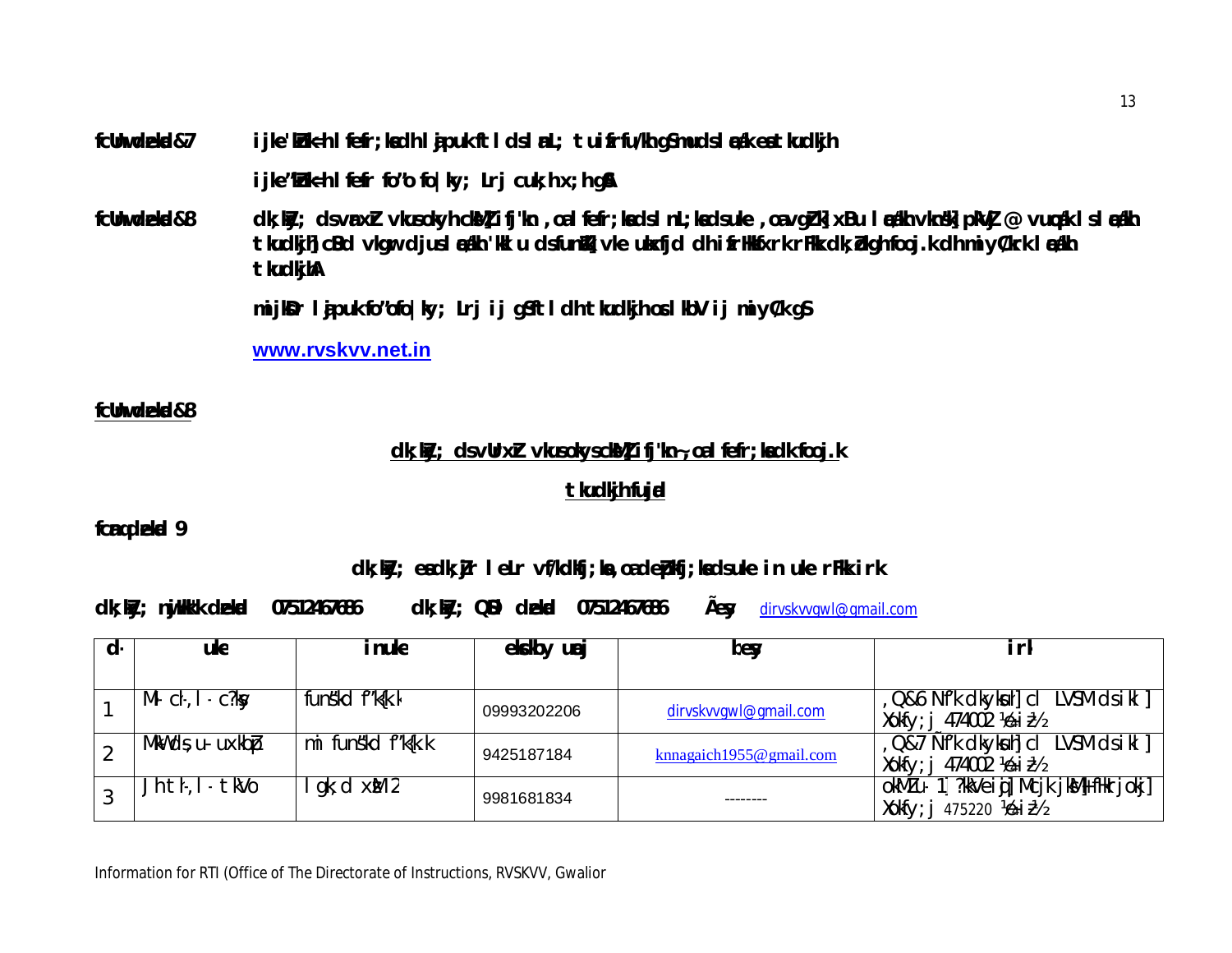**fcUnq dzekd&7** ijke'kZnk=h lfefr;ksa dh lajpuk ftlds lnL; tu ifrfuf/kh gSa mudsa lac/k esa tkudkjh

ijke'kZnk=h lfefr fo'o fo|ky; Lrj cuk;h xbZ gSA

**fcUnq dzekd&8** dk;kZy; ds vanxZr vkus okyh cksMZ] ifj'kn ,oa lfefr;ksa ds lnL;ksa ds uke ,oa vgZrk xBu lac/kh vkns'k] pkVZ @ vuqca/k ls lac/kh tkudkjh] cSBd vk;ksftr djus lac/kh 'kklu ds funsZ'k] vke ukxfjd dh ifrHkkfxrk rFkk dk;Zokgh fooj.k dh miyC/krk lac/kh tkudkjhA

mijksDr lajpuk fo'ofo|ky; Lrj ij gS ftldh tkudkjh osclkbV ij miyC/k gSA

**www.rvskvv.net.in**

**fcUnq dzekd&8**

**dk;kZy; ds vUrxZr vkus okys cksMZ] ifj'kn~ ,oa lfefr;ksa dk fooj.k**

**tkudkjh fujad**

**fcanq dzekd 9**

**dk;kZy; esa dk;Zjr lela vf/kdkfj;ksa ,oa deZpkfj;ksa ds uke in uke rFkk irk**

**dk;kZy; nqjHkk'k dzekad 0751246786 dk;kZy; QSDl dzekad 0751246786 Ã esy** dirvskvvgwl@gmail.com

| dz- | uke | inuke | eksckby uacj | bZesy | irk |
|---|---|---|---|---|---|
| 1 | Mk- ch-,l- c?ksy | funs'kd f'k{kk | 09993202206 | dirvskvvgwl@gmail.com | ,Q&6 Nk'k dkyksuh] cl LVSM ds ikl] Xokfy;j 474002 ¼e-iz-½ |
| 2 | MkWd s,u- uxk;p | mi funs'kd f'k{kk | 9425187184 | knnagaich1955@gmail.com | ,Q&7 Nk'k dkyksuh] cl LVSM ds ikl] Xokfy;j 474002 ¼e-iz-½ |
| 3 | Jh th-,l- tkVo | lgk;d xzsM 2 | 9981681834 | -------- | okMZ u- 1] ?kkVh ij] Mcjk jksM] fHkrjokj] Xokfy;j 475220 ¼e-iz-½ |

Information for RTI (Office of The Directorate of Instructions, RVSKVV, Gwalior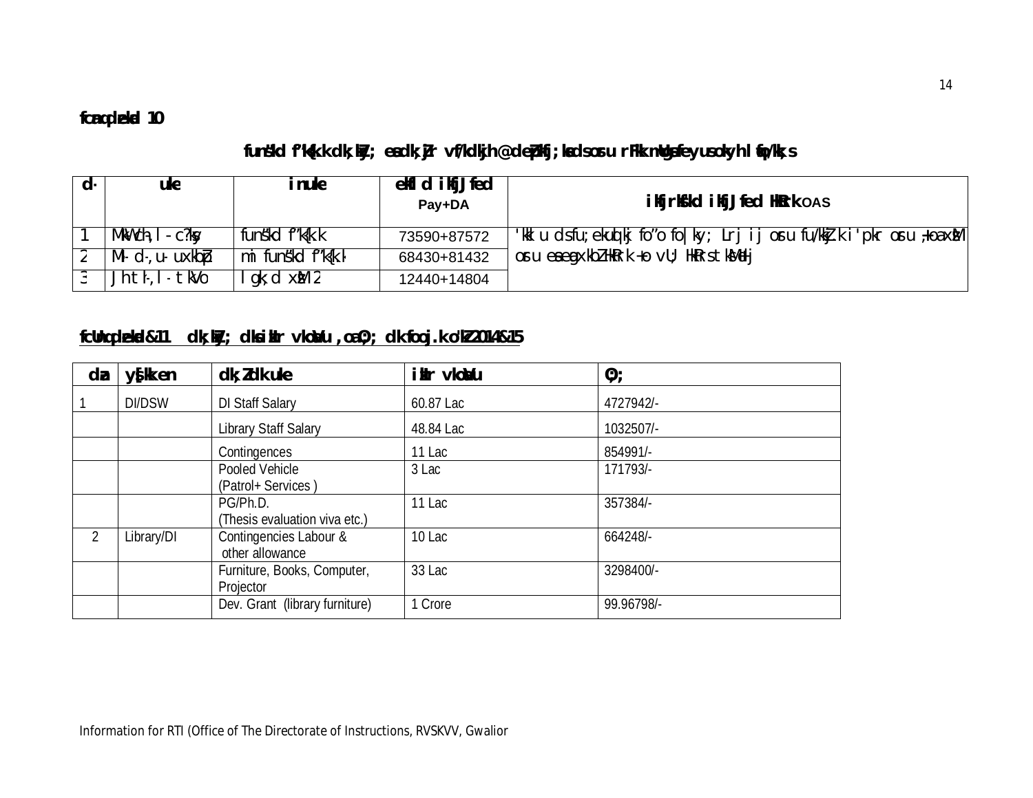**fcanq dzekad 10**

**funs'kd f'k{kk dk;kZy; esa dk;Zjr vf/kdkjh@deZpkfj;ksa ds osru rFkk mlds fu;ekuqlkj Hkqxrku ds fu;eksa ds lEcU/k esa**

| d- | uke | inuke | ekfld ikfjJfed Pay+DA | ikfjrksf"kd ikfjJfed Hkqxrku OAS |
|---|---|---|---|---|
| 1 | MkW-ch-,l- c?ksy | funs'kd f'k{kk | 73590+87572 | 'kklu ds fu;ekuqlkj fo'o fo|ky; Lrj ij osru fu/kkZj.k i'pkr osru ,oa xzsM osru esa eagxkbZ Hkrk ,oa vU; Hkrs tksMdj |
| 2 | MkW- d-,u- uxkbZp | mi funs'kd f'k{kk | 68430+81432 | |
| 3 | Jh th-,l- tknkSu | lgk;d xzsM 2 | 12440+14804 | |

**fcUnq dzekad&11 dk;kZy; dks izkIr vkoaVu ,oa O;; dk fooj.k o"kZ 2014&15**

| dza | ys[kk en | dk;Z dk uke | izkIr vkoaVu | O;; |
|---|---|---|---|---|
| 1 | DI/DSW | DI Staff Salary | 60.87 Lac | 4727942/- |
| | | Library Staff Salary | 48.84 Lac | 1032507/- |
| | | Contingences | 11 Lac | 854991/- |
| | | Pooled Vehicle (Patrol+ Services ) | 3 Lac | 171793/- |
| | | PG/Ph.D. (Thesis evaluation viva etc.) | 11 Lac | 357384/- |
| 2 | Library/DI | Contingencies Labour & other allowance | 10 Lac | 664248/- |
| | | Furniture, Books, Computer, Projector | 33 Lac | 3298400/- |
| | | Dev. Grant (library furniture) | 1 Crore | 99.96798/- |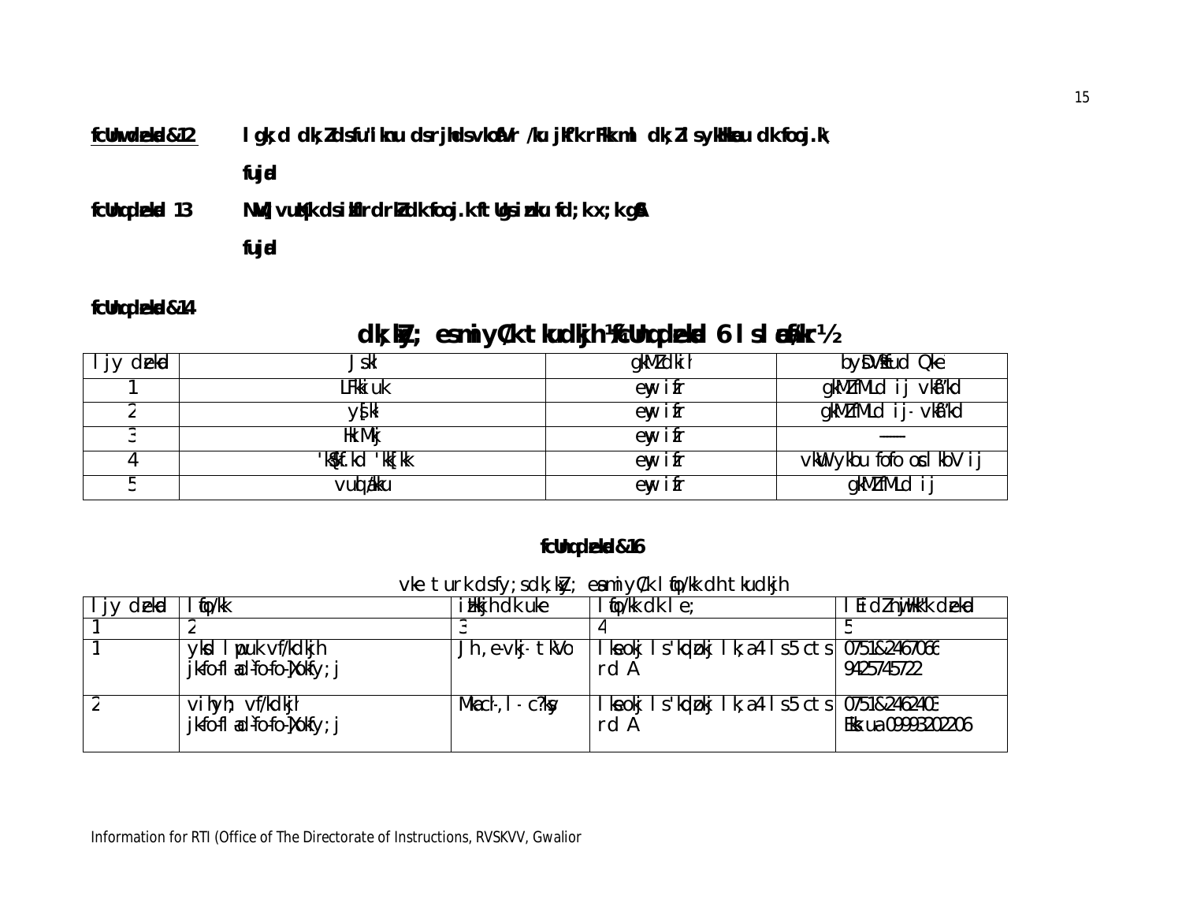**fcUnq Øekad &12** l gk; d dk; Zdsfu'iknu dsrjhdsvkofVr /ku jkf'k rFkk mi dk; Zl sykHkku dk fooj.k

**fujad**

**fcUnq Øekad 13** NwV] vuKfIr dsi kfr drk Zdk fooj.k ftUgsi znku fd; k x; k gSA

**fujad**

**fcUnq Øekad &14**

## dk; kky; esmiyC/k tkudkjh ¼fcUnq Øekad 6 l sl EcfU/kr½

| l jy Øekad | Js.kh | gkMZdki h | bysDVkfud Qkæ |
|---|---|---|---|
| 1 | LFkki uk | eyl ifr | gkMZfMLd ij vkaf'kd |
| 2 | y[ks[k | eyl ifr | gkMZfMLd ij- vkaf'kd |
| 3 | HkaMkj | eyl ifr | —— |
| 4 | 'kS{kf.kd 'kk[kk | eyl ifr | vkWuykbu fofo osl kbV ij |
| 5 | vuq/kku | eyl ifr | gkMZfMLd ij |

**fcUnq Øekad &16**

vke turk dsfy; s dk; kZy; esamiyC/k l fo/kk dh tkudkjh

| l jy Øekad | l fo/kk | i Hkkjh dk uke | l fo/kk dk l e; | l Ei dZ nj Hkk"k Øekad |
|---|---|---|---|---|
| 1 | 2 | 3 | 4 | 5 |
| 1 | ykd l puk vf/kdkjh jkfo-fl ad-fo-fo-]Xokfy; j | Jh , e-vkj- tkVo | l kseokj l s'kqdokj l k; a 4 l s 5 cts rd A | 0751&2467066 9425745722 |
| 2 | vihyh; vf/kdkjh jkfo-fl ad-fo-fo-]Xokfy; j | Mka ch-,l - c?ksy | l kseokj l s'kqdokj l k; a 4 l s 5 cts rd A | 0751&2462403 Ekks ua 09993202206 |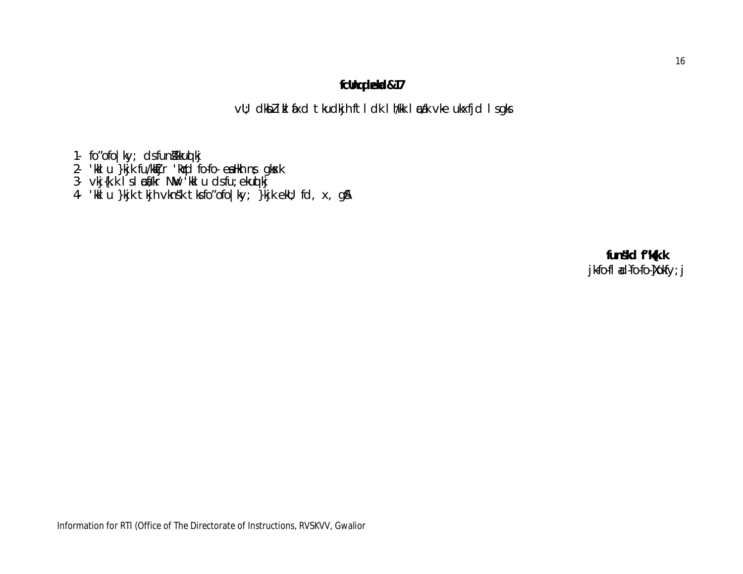**fcUnq dzekad &17**

vU; dksbZ lkekftd tkudkjh ftldk lh/kk laca/k vke ukxfjd ls gks

1- fo"ofo|ky; ds fun'kkuqlkj
2- 'kklu }kjk fu/kkZfjr 'kqYd fo-fo- esa Hkh ns; gksxk
3- vkj{k.k ls laca/kh NwV 'kklu ds fu;ekuqlkj
4- 'kklu }kjk tkjh vkns'k tks fo"ofo|ky; }kjk ekU; fd, x, gSA

**funs'kd f'k{kk**
jk-fo-fl a-d`-fo-fo-]Xokfy;j